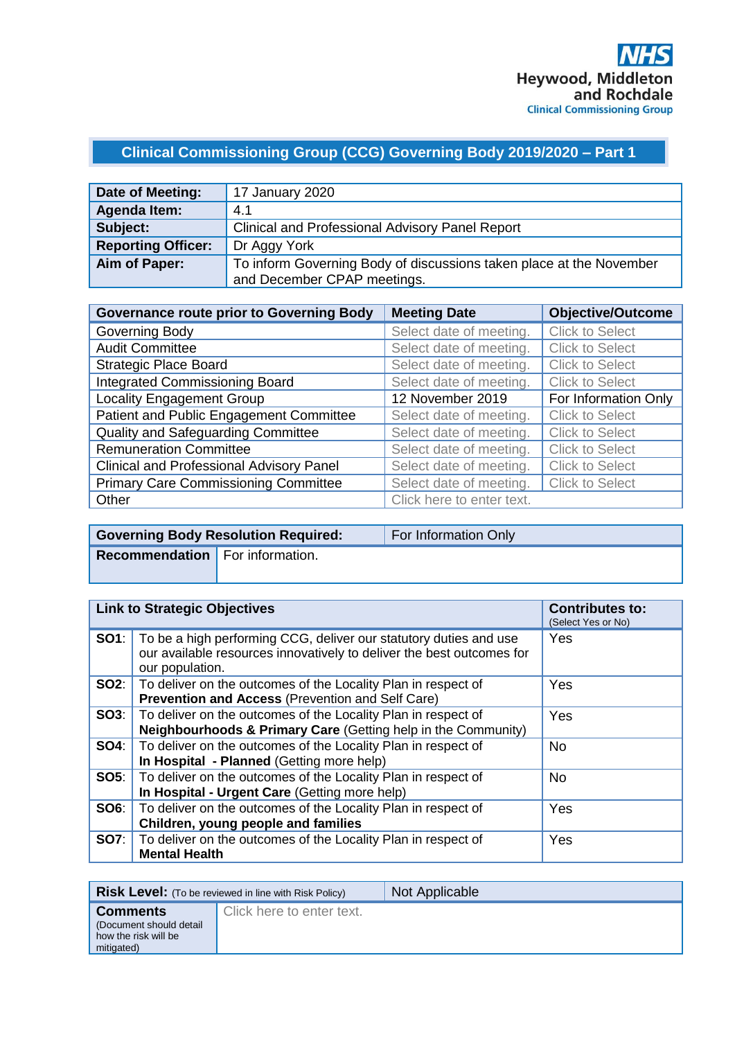NHS
Heywood, Middleton and Rochdale
Clinical Commissioning Group

# Clinical Commissioning Group (CCG) Governing Body 2019/2020 – Part 1

| | |
|---|---|
| **Date of Meeting:** | 17 January 2020 |
| **Agenda Item:** | 4.1 |
| **Subject:** | Clinical and Professional Advisory Panel Report |
| **Reporting Officer:** | Dr Aggy York |
| **Aim of Paper:** | To inform Governing Body of discussions taken place at the November and December CPAP meetings. |

| **Governance route prior to Governing Body** | **Meeting Date** | **Objective/Outcome** |
|---|---|---|
| Governing Body | Select date of meeting. | Click to Select |
| Audit Committee | Select date of meeting. | Click to Select |
| Strategic Place Board | Select date of meeting. | Click to Select |
| Integrated Commissioning Board | Select date of meeting. | Click to Select |
| Locality Engagement Group | 12 November 2019 | For Information Only |
| Patient and Public Engagement Committee | Select date of meeting. | Click to Select |
| Quality and Safeguarding Committee | Select date of meeting. | Click to Select |
| Remuneration Committee | Select date of meeting. | Click to Select |
| Clinical and Professional Advisory Panel | Select date of meeting. | Click to Select |
| Primary Care Commissioning Committee | Select date of meeting. | Click to Select |
| Other | Click here to enter text. | |

| **Governing Body Resolution Required:** | For Information Only |
|---|---|
| **Recommendation** | For information. |

| **Link to Strategic Objectives** | | **Contributes to:** (Select Yes or No) |
|---|---|---|
| **SO1**: | To be a high performing CCG, deliver our statutory duties and use our available resources innovatively to deliver the best outcomes for our population. | Yes |
| **SO2**: | To deliver on the outcomes of the Locality Plan in respect of **Prevention and Access** (Prevention and Self Care) | Yes |
| **SO3**: | To deliver on the outcomes of the Locality Plan in respect of **Neighbourhoods & Primary Care** (Getting help in the Community) | Yes |
| **SO4**: | To deliver on the outcomes of the Locality Plan in respect of **In Hospital - Planned** (Getting more help) | No |
| **SO5**: | To deliver on the outcomes of the Locality Plan in respect of **In Hospital - Urgent Care** (Getting more help) | No |
| **SO6**: | To deliver on the outcomes of the Locality Plan in respect of **Children, young people and families** | Yes |
| **SO7**: | To deliver on the outcomes of the Locality Plan in respect of **Mental Health** | Yes |

| **Risk Level:** (To be reviewed in line with Risk Policy) | Not Applicable |
|---|---|
| **Comments** (Document should detail how the risk will be mitigated) | Click here to enter text. |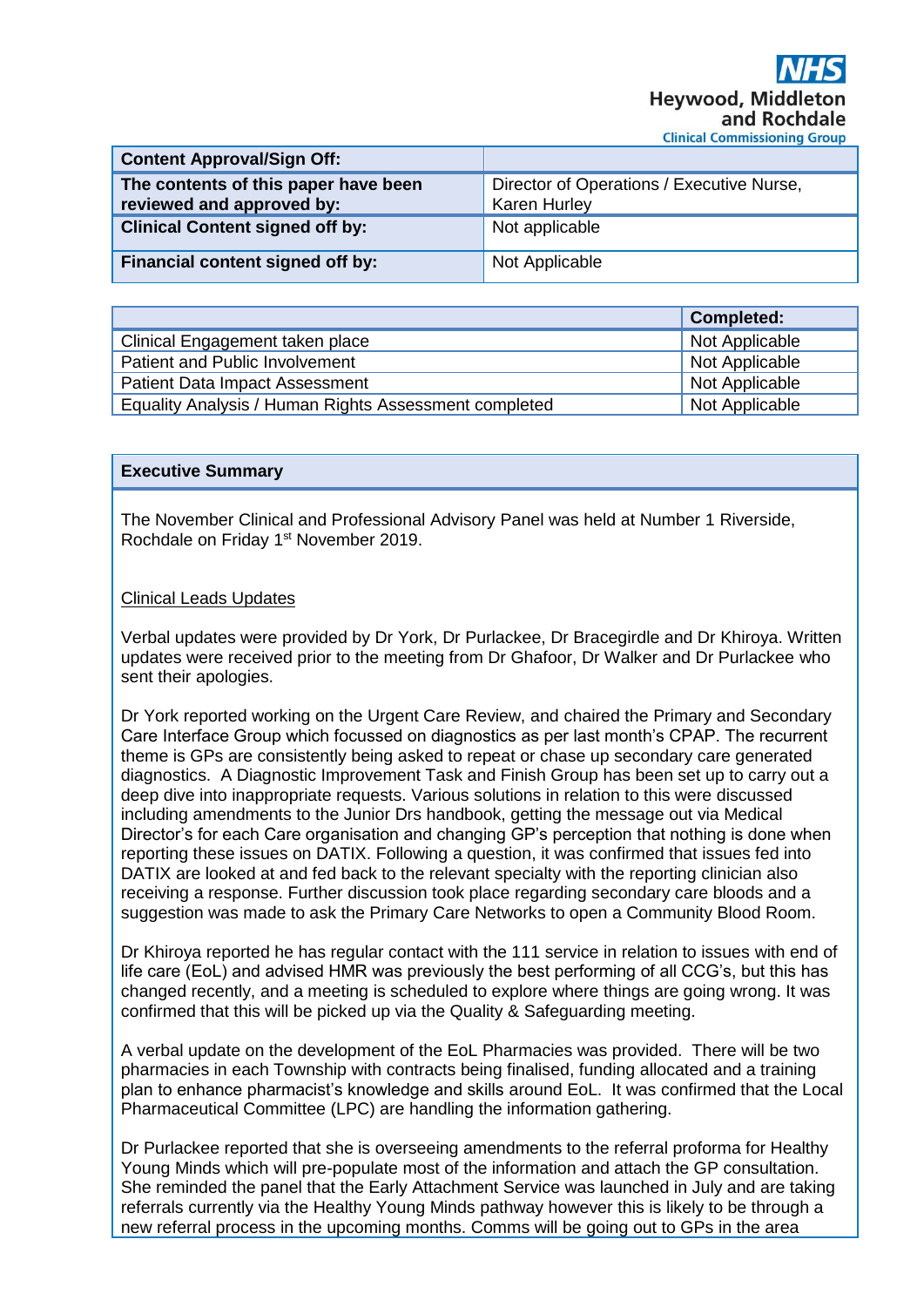| Content Approval/Sign Off: | |
|---|---|
| **The contents of this paper have been reviewed and approved by:** | Director of Operations / Executive Nurse, Karen Hurley |
| **Clinical Content signed off by:** | Not applicable |
| **Financial content signed off by:** | Not Applicable |

| | Completed: |
|---|---|
| Clinical Engagement taken place | Not Applicable |
| Patient and Public Involvement | Not Applicable |
| Patient Data Impact Assessment | Not Applicable |
| Equality Analysis / Human Rights Assessment completed | Not Applicable |

**Executive Summary**

The November Clinical and Professional Advisory Panel was held at Number 1 Riverside, Rochdale on Friday 1st November 2019.

Clinical Leads Updates

Verbal updates were provided by Dr York, Dr Purlackee, Dr Bracegirdle and Dr Khiroya. Written updates were received prior to the meeting from Dr Ghafoor, Dr Walker and Dr Purlackee who sent their apologies.

Dr York reported working on the Urgent Care Review, and chaired the Primary and Secondary Care Interface Group which focussed on diagnostics as per last month's CPAP. The recurrent theme is GPs are consistently being asked to repeat or chase up secondary care generated diagnostics. A Diagnostic Improvement Task and Finish Group has been set up to carry out a deep dive into inappropriate requests. Various solutions in relation to this were discussed including amendments to the Junior Drs handbook, getting the message out via Medical Director's for each Care organisation and changing GP's perception that nothing is done when reporting these issues on DATIX. Following a question, it was confirmed that issues fed into DATIX are looked at and fed back to the relevant specialty with the reporting clinician also receiving a response. Further discussion took place regarding secondary care bloods and a suggestion was made to ask the Primary Care Networks to open a Community Blood Room.

Dr Khiroya reported he has regular contact with the 111 service in relation to issues with end of life care (EoL) and advised HMR was previously the best performing of all CCG's, but this has changed recently, and a meeting is scheduled to explore where things are going wrong. It was confirmed that this will be picked up via the Quality & Safeguarding meeting.

A verbal update on the development of the EoL Pharmacies was provided. There will be two pharmacies in each Township with contracts being finalised, funding allocated and a training plan to enhance pharmacist's knowledge and skills around EoL. It was confirmed that the Local Pharmaceutical Committee (LPC) are handling the information gathering.

Dr Purlackee reported that she is overseeing amendments to the referral proforma for Healthy Young Minds which will pre-populate most of the information and attach the GP consultation. She reminded the panel that the Early Attachment Service was launched in July and are taking referrals currently via the Healthy Young Minds pathway however this is likely to be through a new referral process in the upcoming months. Comms will be going out to GPs in the area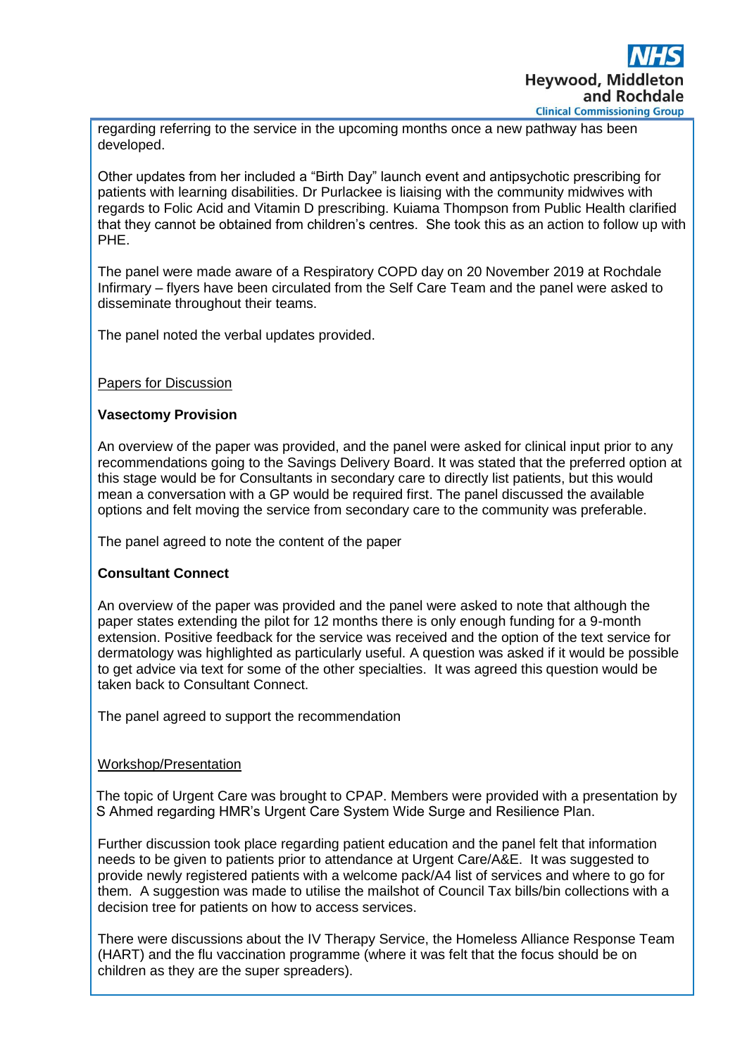regarding referring to the service in the upcoming months once a new pathway has been developed.

Other updates from her included a "Birth Day" launch event and antipsychotic prescribing for patients with learning disabilities. Dr Purlackee is liaising with the community midwives with regards to Folic Acid and Vitamin D prescribing. Kuiama Thompson from Public Health clarified that they cannot be obtained from children's centres. She took this as an action to follow up with PHE.

The panel were made aware of a Respiratory COPD day on 20 November 2019 at Rochdale Infirmary – flyers have been circulated from the Self Care Team and the panel were asked to disseminate throughout their teams.

The panel noted the verbal updates provided.

Papers for Discussion

**Vasectomy Provision**

An overview of the paper was provided, and the panel were asked for clinical input prior to any recommendations going to the Savings Delivery Board. It was stated that the preferred option at this stage would be for Consultants in secondary care to directly list patients, but this would mean a conversation with a GP would be required first. The panel discussed the available options and felt moving the service from secondary care to the community was preferable.

The panel agreed to note the content of the paper

**Consultant Connect**

An overview of the paper was provided and the panel were asked to note that although the paper states extending the pilot for 12 months there is only enough funding for a 9-month extension. Positive feedback for the service was received and the option of the text service for dermatology was highlighted as particularly useful. A question was asked if it would be possible to get advice via text for some of the other specialties. It was agreed this question would be taken back to Consultant Connect.

The panel agreed to support the recommendation

Workshop/Presentation

The topic of Urgent Care was brought to CPAP. Members were provided with a presentation by S Ahmed regarding HMR's Urgent Care System Wide Surge and Resilience Plan.

Further discussion took place regarding patient education and the panel felt that information needs to be given to patients prior to attendance at Urgent Care/A&E. It was suggested to provide newly registered patients with a welcome pack/A4 list of services and where to go for them. A suggestion was made to utilise the mailshot of Council Tax bills/bin collections with a decision tree for patients on how to access services.

There were discussions about the IV Therapy Service, the Homeless Alliance Response Team (HART) and the flu vaccination programme (where it was felt that the focus should be on children as they are the super spreaders).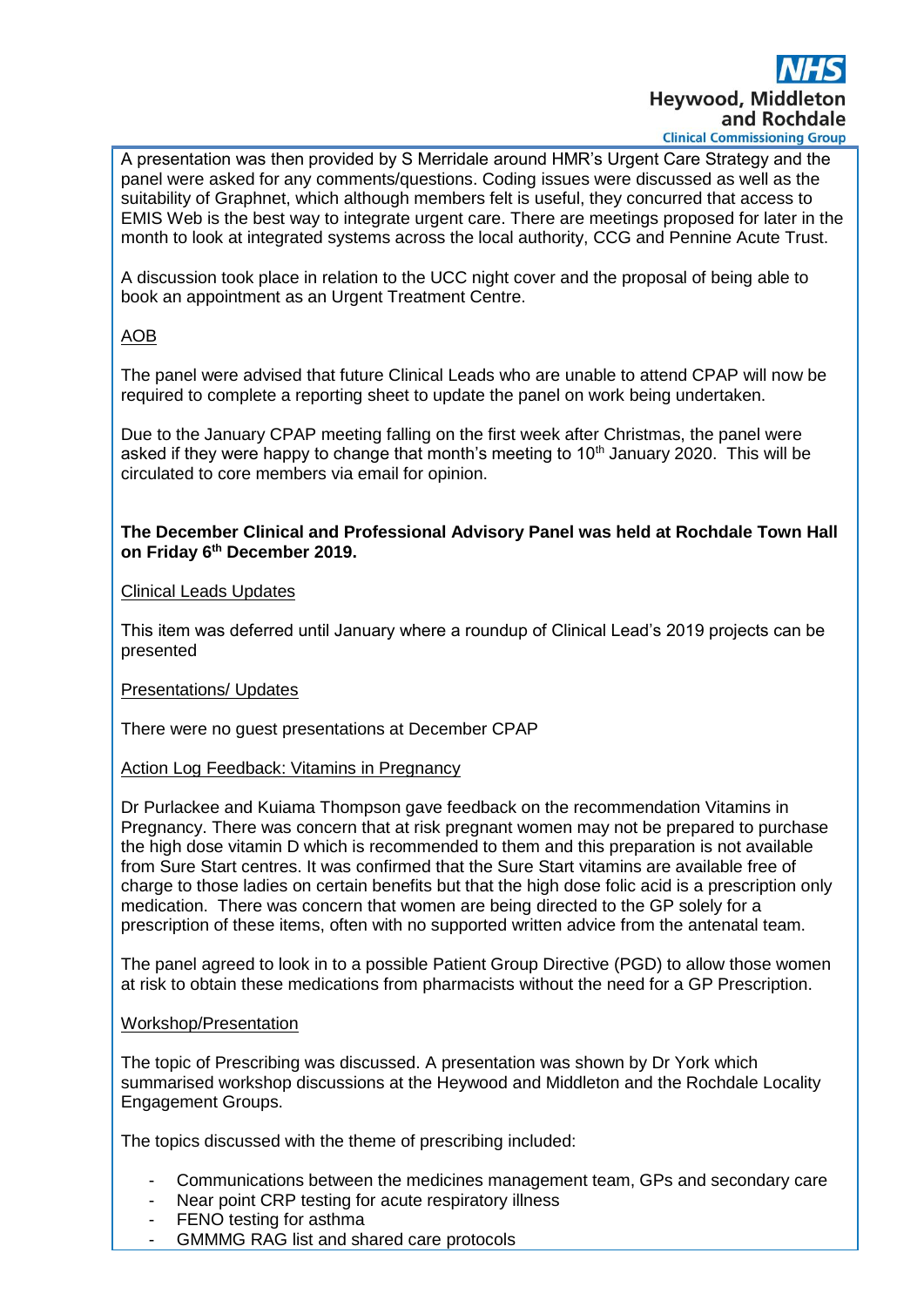A presentation was then provided by S Merridale around HMR's Urgent Care Strategy and the panel were asked for any comments/questions. Coding issues were discussed as well as the suitability of Graphnet, which although members felt is useful, they concurred that access to EMIS Web is the best way to integrate urgent care. There are meetings proposed for later in the month to look at integrated systems across the local authority, CCG and Pennine Acute Trust.

A discussion took place in relation to the UCC night cover and the proposal of being able to book an appointment as an Urgent Treatment Centre.

AOB

The panel were advised that future Clinical Leads who are unable to attend CPAP will now be required to complete a reporting sheet to update the panel on work being undertaken.

Due to the January CPAP meeting falling on the first week after Christmas, the panel were asked if they were happy to change that month's meeting to 10th January 2020. This will be circulated to core members via email for opinion.

**The December Clinical and Professional Advisory Panel was held at Rochdale Town Hall on Friday 6th December 2019.**

Clinical Leads Updates

This item was deferred until January where a roundup of Clinical Lead's 2019 projects can be presented

Presentations/ Updates

There were no guest presentations at December CPAP

Action Log Feedback: Vitamins in Pregnancy

Dr Purlackee and Kuiama Thompson gave feedback on the recommendation Vitamins in Pregnancy. There was concern that at risk pregnant women may not be prepared to purchase the high dose vitamin D which is recommended to them and this preparation is not available from Sure Start centres. It was confirmed that the Sure Start vitamins are available free of charge to those ladies on certain benefits but that the high dose folic acid is a prescription only medication. There was concern that women are being directed to the GP solely for a prescription of these items, often with no supported written advice from the antenatal team.

The panel agreed to look in to a possible Patient Group Directive (PGD) to allow those women at risk to obtain these medications from pharmacists without the need for a GP Prescription.

Workshop/Presentation

The topic of Prescribing was discussed. A presentation was shown by Dr York which summarised workshop discussions at the Heywood and Middleton and the Rochdale Locality Engagement Groups.

The topics discussed with the theme of prescribing included:

- Communications between the medicines management team, GPs and secondary care
- Near point CRP testing for acute respiratory illness
- FENO testing for asthma
- GMMMG RAG list and shared care protocols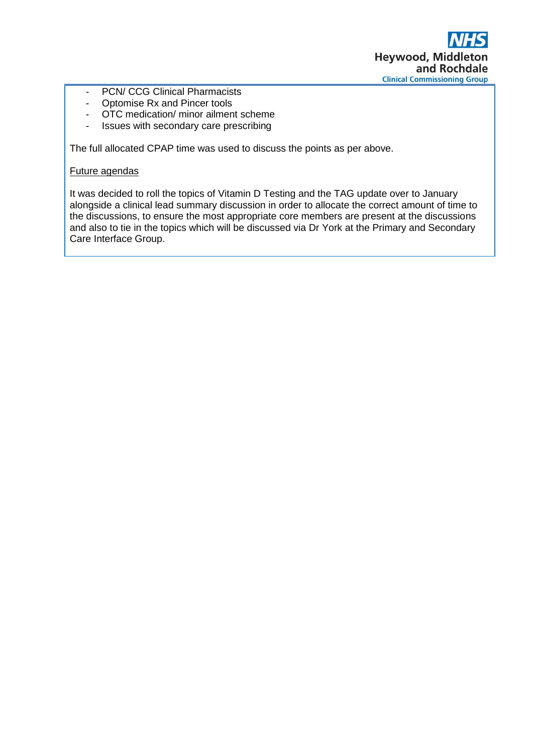- PCN/ CCG Clinical Pharmacists
- Optomise Rx and Pincer tools
- OTC medication/ minor ailment scheme
- Issues with secondary care prescribing

The full allocated CPAP time was used to discuss the points as per above.

<u>Future agendas</u>

It was decided to roll the topics of Vitamin D Testing and the TAG update over to January alongside a clinical lead summary discussion in order to allocate the correct amount of time to the discussions, to ensure the most appropriate core members are present at the discussions and also to tie in the topics which will be discussed via Dr York at the Primary and Secondary Care Interface Group.